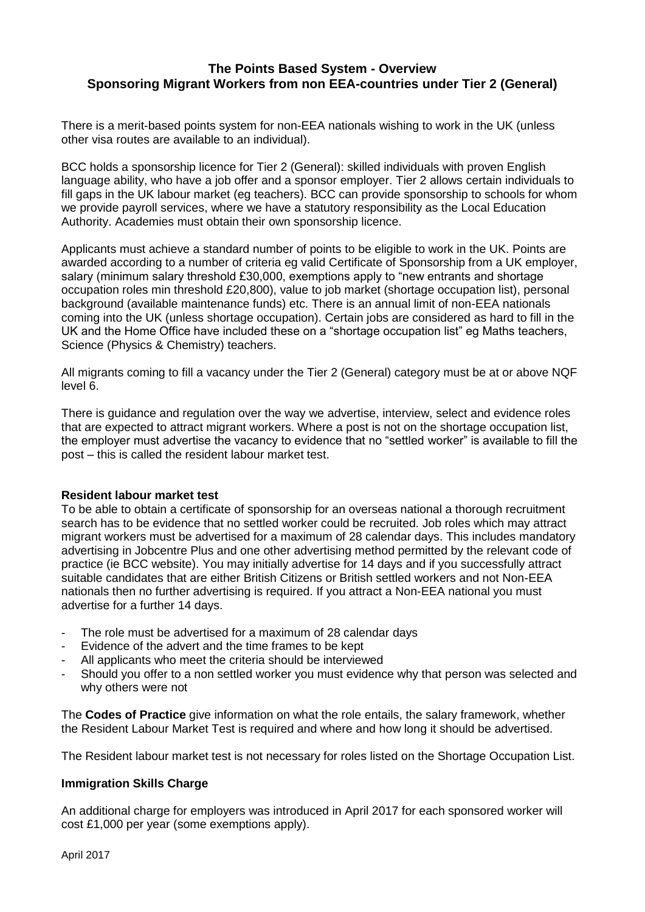# The Points Based System - Overview
## Sponsoring Migrant Workers from non EEA-countries under Tier 2 (General)

There is a merit-based points system for non-EEA nationals wishing to work in the UK (unless other visa routes are available to an individual).

BCC holds a sponsorship licence for Tier 2 (General): skilled individuals with proven English language ability, who have a job offer and a sponsor employer. Tier 2 allows certain individuals to fill gaps in the UK labour market (eg teachers). BCC can provide sponsorship to schools for whom we provide payroll services, where we have a statutory responsibility as the Local Education Authority. Academies must obtain their own sponsorship licence.

Applicants must achieve a standard number of points to be eligible to work in the UK. Points are awarded according to a number of criteria eg valid Certificate of Sponsorship from a UK employer, salary (minimum salary threshold £30,000, exemptions apply to "new entrants and shortage occupation roles min threshold £20,800), value to job market (shortage occupation list), personal background (available maintenance funds) etc. There is an annual limit of non-EEA nationals coming into the UK (unless shortage occupation). Certain jobs are considered as hard to fill in the UK and the Home Office have included these on a "shortage occupation list" eg Maths teachers, Science (Physics & Chemistry) teachers.

All migrants coming to fill a vacancy under the Tier 2 (General) category must be at or above NQF level 6.

There is guidance and regulation over the way we advertise, interview, select and evidence roles that are expected to attract migrant workers. Where a post is not on the shortage occupation list, the employer must advertise the vacancy to evidence that no "settled worker" is available to fill the post – this is called the resident labour market test.

**Resident labour market test**

To be able to obtain a certificate of sponsorship for an overseas national a thorough recruitment search has to be evidence that no settled worker could be recruited. Job roles which may attract migrant workers must be advertised for a maximum of 28 calendar days. This includes mandatory advertising in Jobcentre Plus and one other advertising method permitted by the relevant code of practice (ie BCC website). You may initially advertise for 14 days and if you successfully attract suitable candidates that are either British Citizens or British settled workers and not Non-EEA nationals then no further advertising is required. If you attract a Non-EEA national you must advertise for a further 14 days.

- The role must be advertised for a maximum of 28 calendar days
- Evidence of the advert and the time frames to be kept
- All applicants who meet the criteria should be interviewed
- Should you offer to a non settled worker you must evidence why that person was selected and why others were not

The **Codes of Practice** give information on what the role entails, the salary framework, whether the Resident Labour Market Test is required and where and how long it should be advertised.

The Resident labour market test is not necessary for roles listed on the Shortage Occupation List.

**Immigration Skills Charge**

An additional charge for employers was introduced in April 2017 for each sponsored worker will cost £1,000 per year (some exemptions apply).

April 2017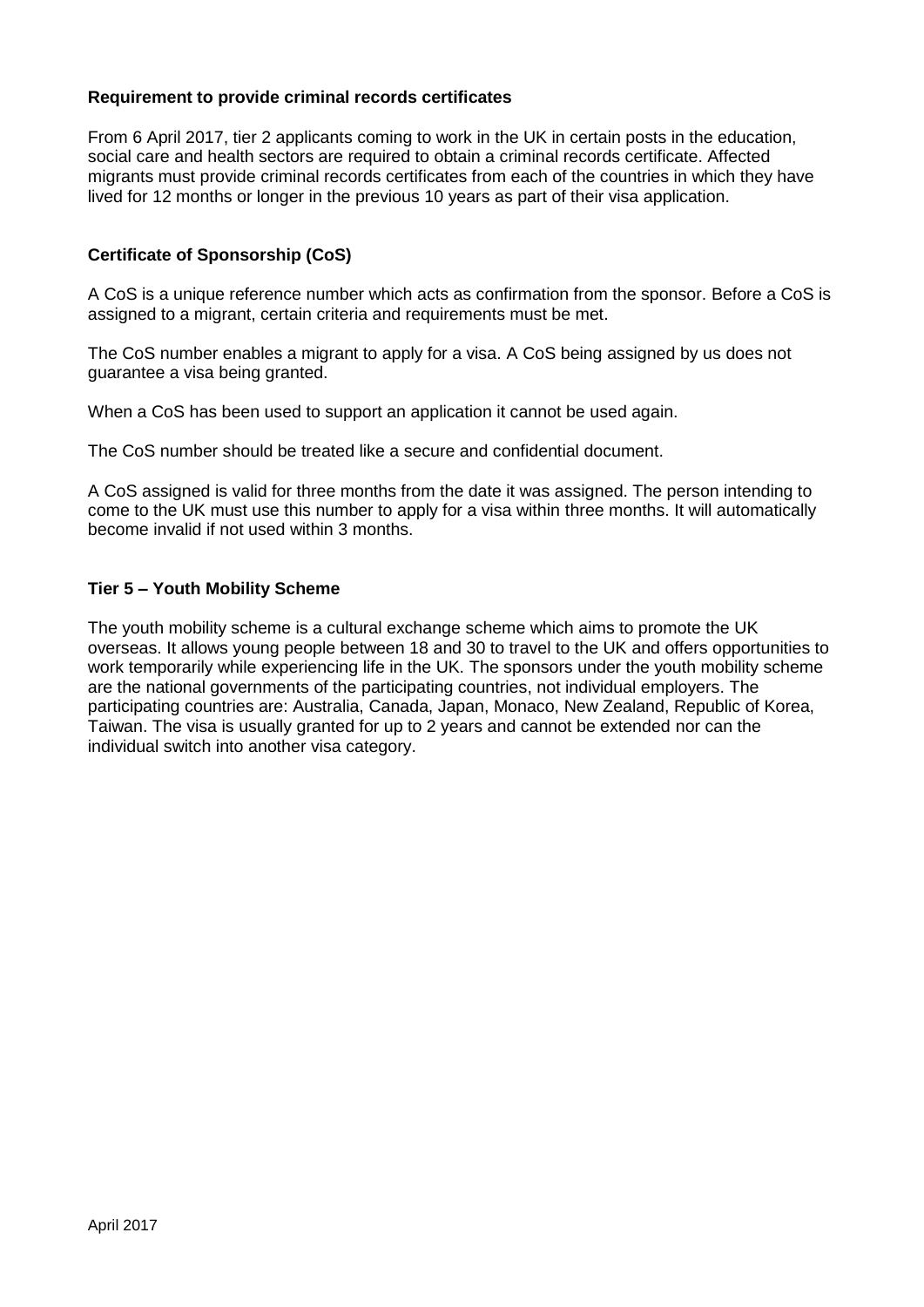**Requirement to provide criminal records certificates**

From 6 April 2017, tier 2 applicants coming to work in the UK in certain posts in the education, social care and health sectors are required to obtain a criminal records certificate. Affected migrants must provide criminal records certificates from each of the countries in which they have lived for 12 months or longer in the previous 10 years as part of their visa application.

**Certificate of Sponsorship (CoS)**

A CoS is a unique reference number which acts as confirmation from the sponsor. Before a CoS is assigned to a migrant, certain criteria and requirements must be met.

The CoS number enables a migrant to apply for a visa. A CoS being assigned by us does not guarantee a visa being granted.

When a CoS has been used to support an application it cannot be used again.

The CoS number should be treated like a secure and confidential document.

A CoS assigned is valid for three months from the date it was assigned. The person intending to come to the UK must use this number to apply for a visa within three months. It will automatically become invalid if not used within 3 months.

**Tier 5 – Youth Mobility Scheme**

The youth mobility scheme is a cultural exchange scheme which aims to promote the UK overseas. It allows young people between 18 and 30 to travel to the UK and offers opportunities to work temporarily while experiencing life in the UK. The sponsors under the youth mobility scheme are the national governments of the participating countries, not individual employers. The participating countries are: Australia, Canada, Japan, Monaco, New Zealand, Republic of Korea, Taiwan. The visa is usually granted for up to 2 years and cannot be extended nor can the individual switch into another visa category.

April 2017